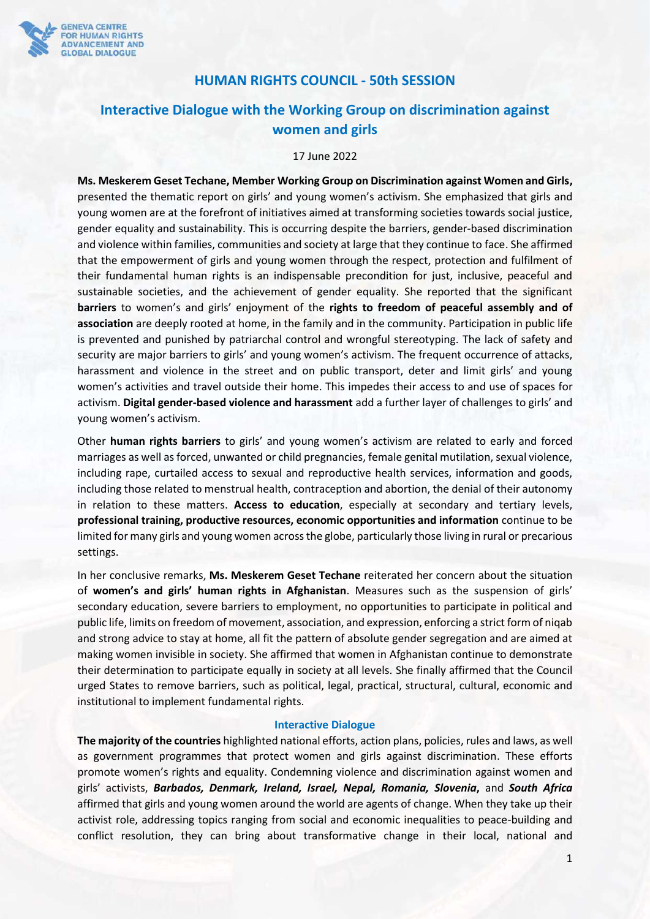## HUMAN RIGHTS COUNCIL - 50th SESSION

## Interactive Dialogue with the Working Group on discrimination against women and girls

17 June 2022

**Ms. Meskerem Geset Techane, Member Working Group on Discrimination against Women and Girls,** presented the thematic report on girls' and young women's activism. She emphasized that girls and young women are at the forefront of initiatives aimed at transforming societies towards social justice, gender equality and sustainability. This is occurring despite the barriers, gender-based discrimination and violence within families, communities and society at large that they continue to face. She affirmed that the empowerment of girls and young women through the respect, protection and fulfilment of their fundamental human rights is an indispensable precondition for just, inclusive, peaceful and sustainable societies, and the achievement of gender equality. She reported that the significant **barriers** to women's and girls' enjoyment of the **rights to freedom of peaceful assembly and of association** are deeply rooted at home, in the family and in the community. Participation in public life is prevented and punished by patriarchal control and wrongful stereotyping. The lack of safety and security are major barriers to girls' and young women's activism. The frequent occurrence of attacks, harassment and violence in the street and on public transport, deter and limit girls' and young women's activities and travel outside their home. This impedes their access to and use of spaces for activism. **Digital gender-based violence and harassment** add a further layer of challenges to girls' and young women's activism.

Other **human rights barriers** to girls' and young women's activism are related to early and forced marriages as well as forced, unwanted or child pregnancies, female genital mutilation, sexual violence, including rape, curtailed access to sexual and reproductive health services, information and goods, including those related to menstrual health, contraception and abortion, the denial of their autonomy in relation to these matters. **Access to education**, especially at secondary and tertiary levels, **professional training, productive resources, economic opportunities and information** continue to be limited for many girls and young women across the globe, particularly those living in rural or precarious settings.

In her conclusive remarks, **Ms. Meskerem Geset Techane** reiterated her concern about the situation of **women's and girls' human rights in Afghanistan**. Measures such as the suspension of girls' secondary education, severe barriers to employment, no opportunities to participate in political and public life, limits on freedom of movement, association, and expression, enforcing a strict form of niqab and strong advice to stay at home, all fit the pattern of absolute gender segregation and are aimed at making women invisible in society. She affirmed that women in Afghanistan continue to demonstrate their determination to participate equally in society at all levels. She finally affirmed that the Council urged States to remove barriers, such as political, legal, practical, structural, cultural, economic and institutional to implement fundamental rights.

### Interactive Dialogue

**The majority of the countries** highlighted national efforts, action plans, policies, rules and laws, as well as government programmes that protect women and girls against discrimination. These efforts promote women's rights and equality. Condemning violence and discrimination against women and girls' activists, ***Barbados, Denmark, Ireland, Israel, Nepal, Romania, Slovenia***, and ***South Africa*** affirmed that girls and young women around the world are agents of change. When they take up their activist role, addressing topics ranging from social and economic inequalities to peace-building and conflict resolution, they can bring about transformative change in their local, national and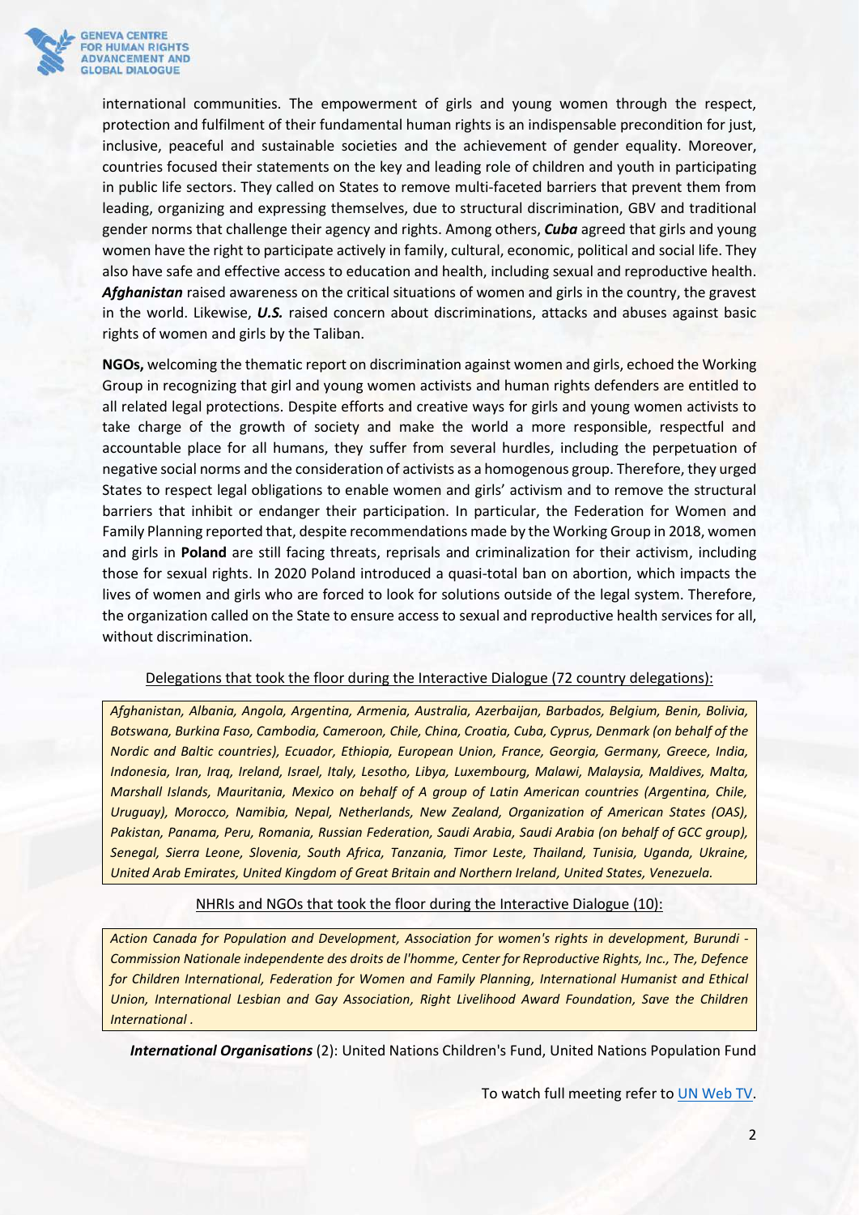international communities. The empowerment of girls and young women through the respect, protection and fulfilment of their fundamental human rights is an indispensable precondition for just, inclusive, peaceful and sustainable societies and the achievement of gender equality. Moreover, countries focused their statements on the key and leading role of children and youth in participating in public life sectors. They called on States to remove multi-faceted barriers that prevent them from leading, organizing and expressing themselves, due to structural discrimination, GBV and traditional gender norms that challenge their agency and rights. Among others, ***Cuba*** agreed that girls and young women have the right to participate actively in family, cultural, economic, political and social life. They also have safe and effective access to education and health, including sexual and reproductive health. ***Afghanistan*** raised awareness on the critical situations of women and girls in the country, the gravest in the world. Likewise, ***U.S.*** raised concern about discriminations, attacks and abuses against basic rights of women and girls by the Taliban.

**NGOs,** welcoming the thematic report on discrimination against women and girls, echoed the Working Group in recognizing that girl and young women activists and human rights defenders are entitled to all related legal protections. Despite efforts and creative ways for girls and young women activists to take charge of the growth of society and make the world a more responsible, respectful and accountable place for all humans, they suffer from several hurdles, including the perpetuation of negative social norms and the consideration of activists as a homogenous group. Therefore, they urged States to respect legal obligations to enable women and girls' activism and to remove the structural barriers that inhibit or endanger their participation. In particular, the Federation for Women and Family Planning reported that, despite recommendations made by the Working Group in 2018, women and girls in **Poland** are still facing threats, reprisals and criminalization for their activism, including those for sexual rights. In 2020 Poland introduced a quasi-total ban on abortion, which impacts the lives of women and girls who are forced to look for solutions outside of the legal system. Therefore, the organization called on the State to ensure access to sexual and reproductive health services for all, without discrimination.

Delegations that took the floor during the Interactive Dialogue (72 country delegations):

*Afghanistan, Albania, Angola, Argentina, Armenia, Australia, Azerbaijan, Barbados, Belgium, Benin, Bolivia, Botswana, Burkina Faso, Cambodia, Cameroon, Chile, China, Croatia, Cuba, Cyprus, Denmark (on behalf of the Nordic and Baltic countries), Ecuador, Ethiopia, European Union, France, Georgia, Germany, Greece, India, Indonesia, Iran, Iraq, Ireland, Israel, Italy, Lesotho, Libya, Luxembourg, Malawi, Malaysia, Maldives, Malta, Marshall Islands, Mauritania, Mexico on behalf of A group of Latin American countries (Argentina, Chile, Uruguay), Morocco, Namibia, Nepal, Netherlands, New Zealand, Organization of American States (OAS), Pakistan, Panama, Peru, Romania, Russian Federation, Saudi Arabia, Saudi Arabia (on behalf of GCC group), Senegal, Sierra Leone, Slovenia, South Africa, Tanzania, Timor Leste, Thailand, Tunisia, Uganda, Ukraine, United Arab Emirates, United Kingdom of Great Britain and Northern Ireland, United States, Venezuela.*

NHRIs and NGOs that took the floor during the Interactive Dialogue (10):

*Action Canada for Population and Development, Association for women's rights in development, Burundi - Commission Nationale independente des droits de l'homme, Center for Reproductive Rights, Inc., The, Defence for Children International, Federation for Women and Family Planning, International Humanist and Ethical Union, International Lesbian and Gay Association, Right Livelihood Award Foundation, Save the Children International .*

***International Organisations*** (2): United Nations Children's Fund, United Nations Population Fund

To watch full meeting refer to UN Web TV.